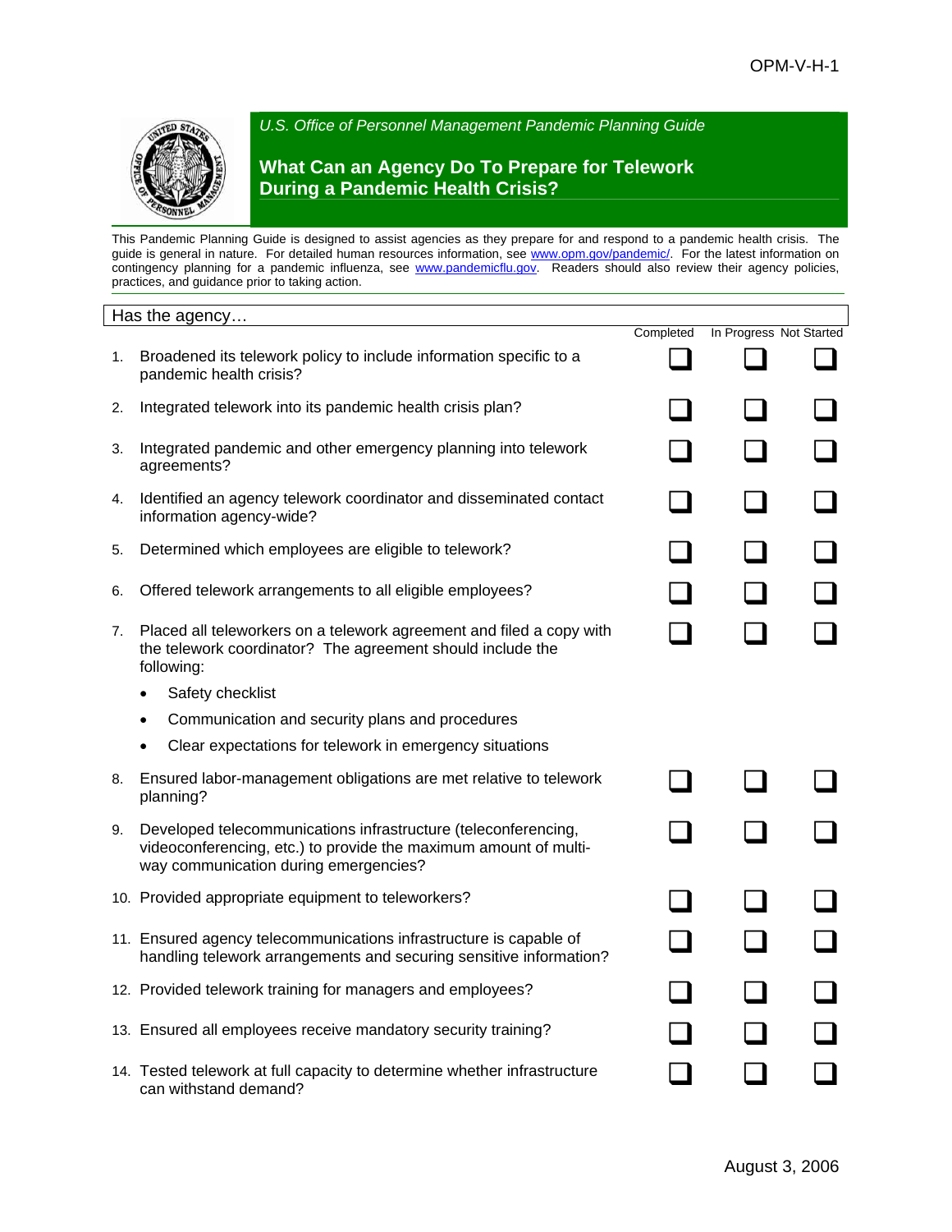*U.S. Office of Personnel Management Pandemic Planning Guide*

# What Can an Agency Do To Prepare for Telework During a Pandemic Health Crisis?

This Pandemic Planning Guide is designed to assist agencies as they prepare for and respond to a pandemic health crisis. The guide is general in nature. For detailed human resources information, see www.opm.gov/pandemic/. For the latest information on contingency planning for a pandemic influenza, see www.pandemicflu.gov. Readers should also review their agency policies, practices, and guidance prior to taking action.

| Has the agency… | Completed | In Progress | Not Started |
|---|---|---|---|
| 1. Broadened its telework policy to include information specific to a pandemic health crisis? | ☐ | ☐ | ☐ |
| 2. Integrated telework into its pandemic health crisis plan? | ☐ | ☐ | ☐ |
| 3. Integrated pandemic and other emergency planning into telework agreements? | ☐ | ☐ | ☐ |
| 4. Identified an agency telework coordinator and disseminated contact information agency-wide? | ☐ | ☐ | ☐ |
| 5. Determined which employees are eligible to telework? | ☐ | ☐ | ☐ |
| 6. Offered telework arrangements to all eligible employees? | ☐ | ☐ | ☐ |
| 7. Placed all teleworkers on a telework agreement and filed a copy with the telework coordinator? The agreement should include the following: • Safety checklist • Communication and security plans and procedures • Clear expectations for telework in emergency situations | ☐ | ☐ | ☐ |
| 8. Ensured labor-management obligations are met relative to telework planning? | ☐ | ☐ | ☐ |
| 9. Developed telecommunications infrastructure (teleconferencing, videoconferencing, etc.) to provide the maximum amount of multi-way communication during emergencies? | ☐ | ☐ | ☐ |
| 10. Provided appropriate equipment to teleworkers? | ☐ | ☐ | ☐ |
| 11. Ensured agency telecommunications infrastructure is capable of handling telework arrangements and securing sensitive information? | ☐ | ☐ | ☐ |
| 12. Provided telework training for managers and employees? | ☐ | ☐ | ☐ |
| 13. Ensured all employees receive mandatory security training? | ☐ | ☐ | ☐ |
| 14. Tested telework at full capacity to determine whether infrastructure can withstand demand? | ☐ | ☐ | ☐ |

August 3, 2006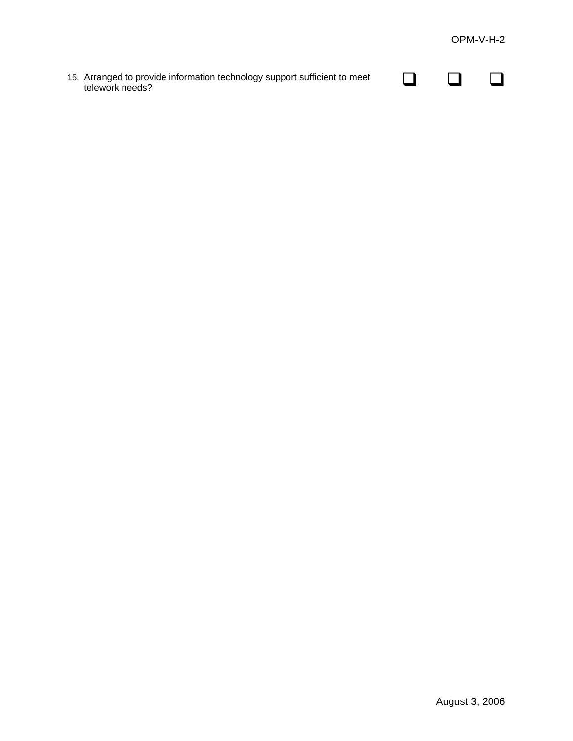15. Arranged to provide information technology support sufficient to meet telework needs? ❑ ❑ ❑